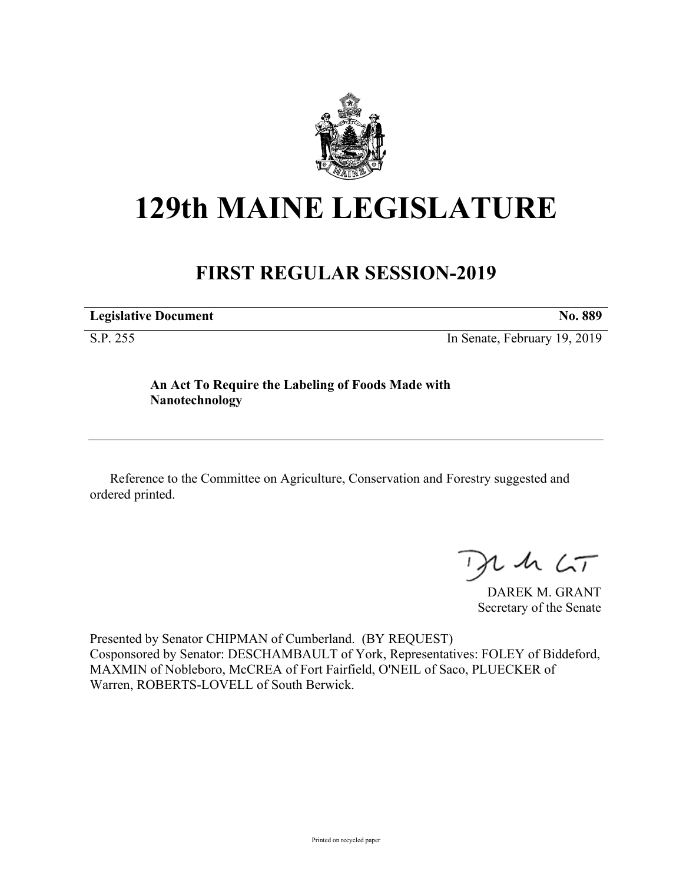# 129th MAINE LEGISLATURE

## FIRST REGULAR SESSION-2019

**Legislative Document** **No. 889**

S.P. 255 In Senate, February 19, 2019

**An Act To Require the Labeling of Foods Made with Nanotechnology**

---

Reference to the Committee on Agriculture, Conservation and Forestry suggested and ordered printed.

DAREK M. GRANT
Secretary of the Senate

Presented by Senator CHIPMAN of Cumberland. (BY REQUEST)
Cosponsored by Senator: DESCHAMBAULT of York, Representatives: FOLEY of Biddeford, MAXMIN of Nobleboro, McCREA of Fort Fairfield, O'NEIL of Saco, PLUECKER of Warren, ROBERTS-LOVELL of South Berwick.

Printed on recycled paper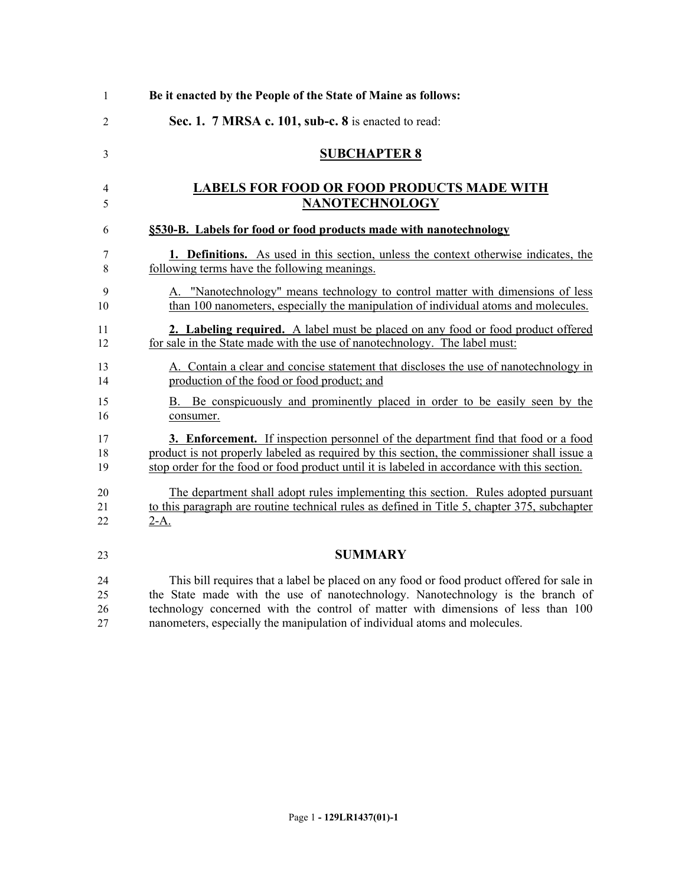**Be it enacted by the People of the State of Maine as follows:**

**Sec. 1. 7 MRSA c. 101, sub-c. 8** is enacted to read:

## SUBCHAPTER 8

## LABELS FOR FOOD OR FOOD PRODUCTS MADE WITH NANOTECHNOLOGY

**§530-B. Labels for food or food products made with nanotechnology**

**1. Definitions.** As used in this section, unless the context otherwise indicates, the following terms have the following meanings.

A. "Nanotechnology" means technology to control matter with dimensions of less than 100 nanometers, especially the manipulation of individual atoms and molecules.

**2. Labeling required.** A label must be placed on any food or food product offered for sale in the State made with the use of nanotechnology. The label must:

A. Contain a clear and concise statement that discloses the use of nanotechnology in production of the food or food product; and

B. Be conspicuously and prominently placed in order to be easily seen by the consumer.

**3. Enforcement.** If inspection personnel of the department find that food or a food product is not properly labeled as required by this section, the commissioner shall issue a stop order for the food or food product until it is labeled in accordance with this section.

The department shall adopt rules implementing this section. Rules adopted pursuant to this paragraph are routine technical rules as defined in Title 5, chapter 375, subchapter 2-A.

## SUMMARY

This bill requires that a label be placed on any food or food product offered for sale in the State made with the use of nanotechnology. Nanotechnology is the branch of technology concerned with the control of matter with dimensions of less than 100 nanometers, especially the manipulation of individual atoms and molecules.